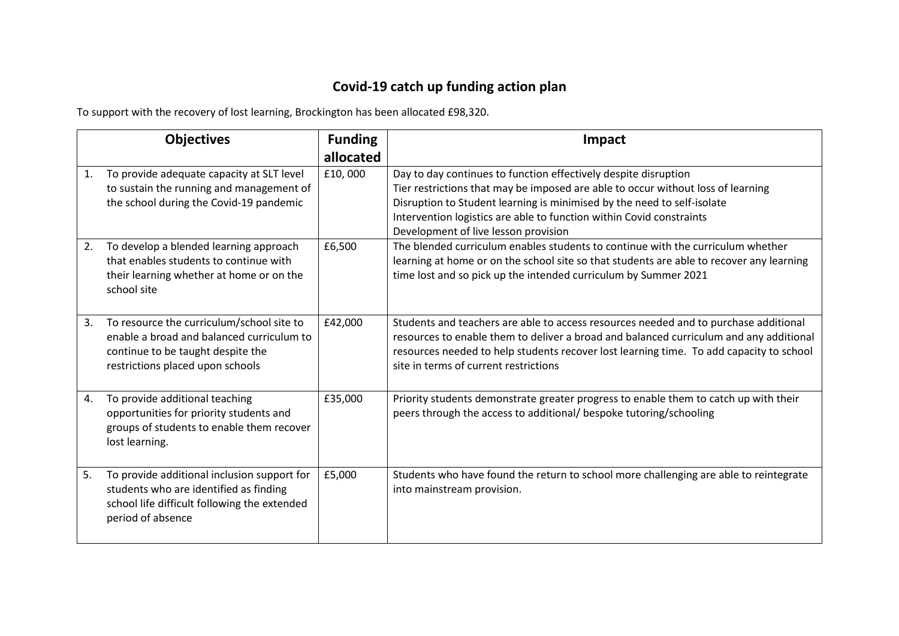# Covid-19 catch up funding action plan

To support with the recovery of lost learning, Brockington has been allocated £98,320.

| Objectives | Funding allocated | Impact |
|---|---|---|
| 1. To provide adequate capacity at SLT level to sustain the running and management of the school during the Covid-19 pandemic | £10, 000 | Day to day continues to function effectively despite disruption<br>Tier restrictions that may be imposed are able to occur without loss of learning<br>Disruption to Student learning is minimised by the need to self-isolate<br>Intervention logistics are able to function within Covid constraints<br>Development of live lesson provision |
| 2. To develop a blended learning approach that enables students to continue with their learning whether at home or on the school site | £6,500 | The blended curriculum enables students to continue with the curriculum whether learning at home or on the school site so that students are able to recover any learning time lost and so pick up the intended curriculum by Summer 2021 |
| 3. To resource the curriculum/school site to enable a broad and balanced curriculum to continue to be taught despite the restrictions placed upon schools | £42,000 | Students and teachers are able to access resources needed and to purchase additional resources to enable them to deliver a broad and balanced curriculum and any additional resources needed to help students recover lost learning time. To add capacity to school site in terms of current restrictions |
| 4. To provide additional teaching opportunities for priority students and groups of students to enable them recover lost learning. | £35,000 | Priority students demonstrate greater progress to enable them to catch up with their peers through the access to additional/ bespoke tutoring/schooling |
| 5. To provide additional inclusion support for students who are identified as finding school life difficult following the extended period of absence | £5,000 | Students who have found the return to school more challenging are able to reintegrate into mainstream provision. |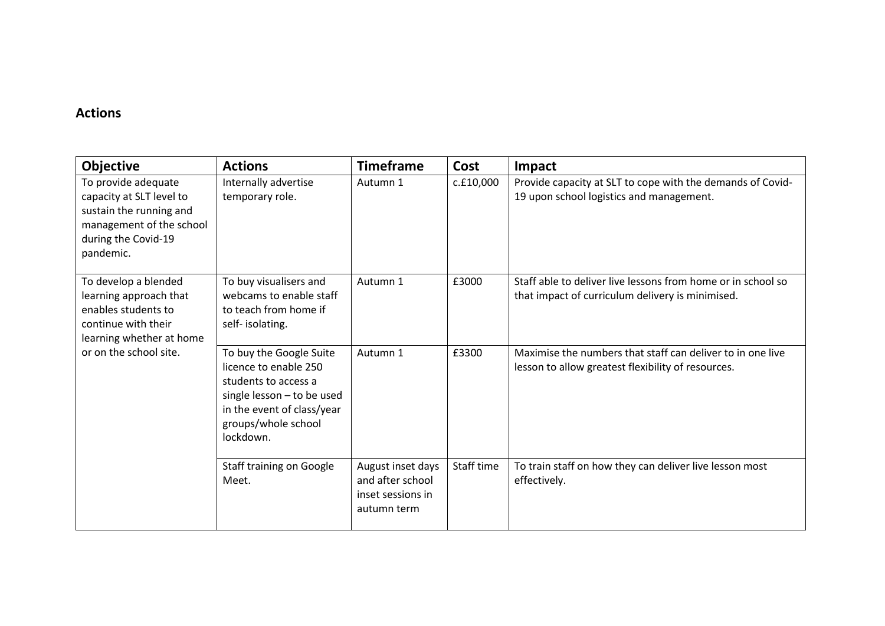## Actions

| Objective | Actions | Timeframe | Cost | Impact |
|---|---|---|---|---|
| To provide adequate capacity at SLT level to sustain the running and management of the school during the Covid-19 pandemic. | Internally advertise temporary role. | Autumn 1 | c.£10,000 | Provide capacity at SLT to cope with the demands of Covid-19 upon school logistics and management. |
| To develop a blended learning approach that enables students to continue with their learning whether at home or on the school site. | To buy visualisers and webcams to enable staff to teach from home if self- isolating. | Autumn 1 | £3000 | Staff able to deliver live lessons from home or in school so that impact of curriculum delivery is minimised. |
| | To buy the Google Suite licence to enable 250 students to access a single lesson – to be used in the event of class/year groups/whole school lockdown. | Autumn 1 | £3300 | Maximise the numbers that staff can deliver to in one live lesson to allow greatest flexibility of resources. |
| | Staff training on Google Meet. | August inset days and after school inset sessions in autumn term | Staff time | To train staff on how they can deliver live lesson most effectively. |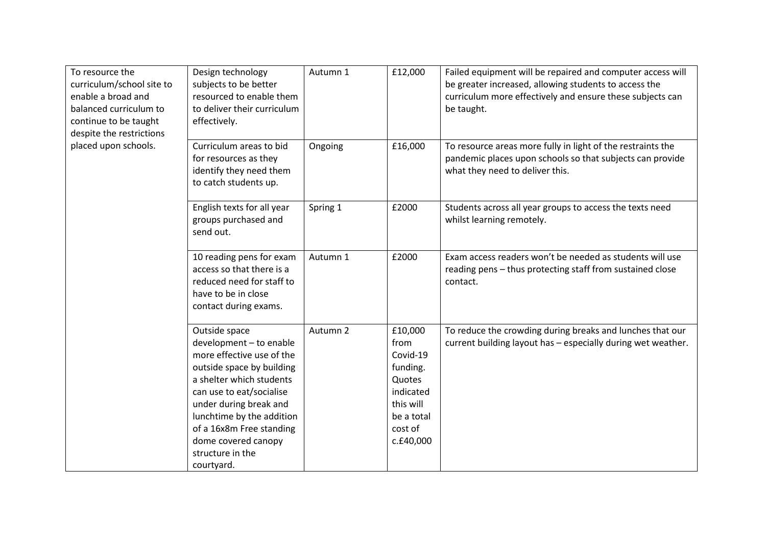| | | | | |
|---|---|---|---|---|
| To resource the curriculum/school site to enable a broad and balanced curriculum to continue to be taught despite the restrictions placed upon schools. | Design technology subjects to be better resourced to enable them to deliver their curriculum effectively. | Autumn 1 | £12,000 | Failed equipment will be repaired and computer access will be greater increased, allowing students to access the curriculum more effectively and ensure these subjects can be taught. |
| | Curriculum areas to bid for resources as they identify they need them to catch students up. | Ongoing | £16,000 | To resource areas more fully in light of the restraints the pandemic places upon schools so that subjects can provide what they need to deliver this. |
| | English texts for all year groups purchased and send out. | Spring 1 | £2000 | Students across all year groups to access the texts need whilst learning remotely. |
| | 10 reading pens for exam access so that there is a reduced need for staff to have to be in close contact during exams. | Autumn 1 | £2000 | Exam access readers won't be needed as students will use reading pens – thus protecting staff from sustained close contact. |
| | Outside space development – to enable more effective use of the outside space by building a shelter which students can use to eat/socialise under during break and lunchtime by the addition of a 16x8m Free standing dome covered canopy structure in the courtyard. | Autumn 2 | £10,000 from Covid-19 funding. Quotes indicated this will be a total cost of c.£40,000 | To reduce the crowding during breaks and lunches that our current building layout has – especially during wet weather. |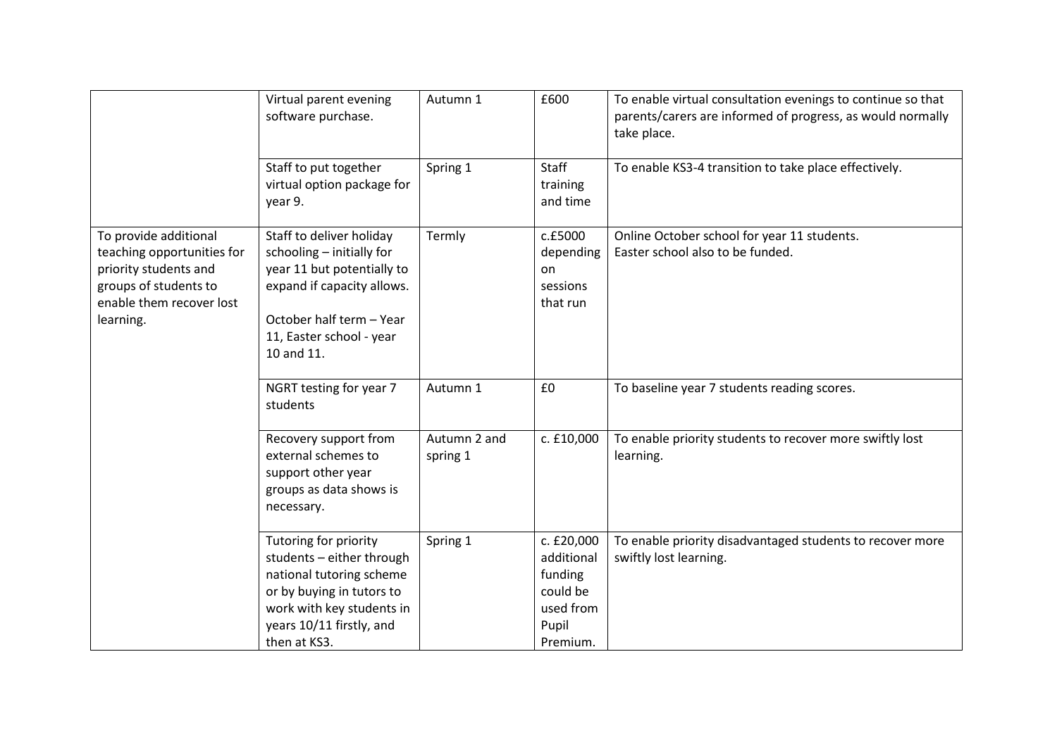| | | | | |
|---|---|---|---|---|
| | Virtual parent evening software purchase. | Autumn 1 | £600 | To enable virtual consultation evenings to continue so that parents/carers are informed of progress, as would normally take place. |
| | Staff to put together virtual option package for year 9. | Spring 1 | Staff training and time | To enable KS3-4 transition to take place effectively. |
| To provide additional teaching opportunities for priority students and groups of students to enable them recover lost learning. | Staff to deliver holiday schooling – initially for year 11 but potentially to expand if capacity allows.<br><br>October half term – Year 11, Easter school - year 10 and 11. | Termly | c.£5000 depending on sessions that run | Online October school for year 11 students.<br>Easter school also to be funded. |
| | NGRT testing for year 7 students | Autumn 1 | £0 | To baseline year 7 students reading scores. |
| | Recovery support from external schemes to support other year groups as data shows is necessary. | Autumn 2 and spring 1 | c. £10,000 | To enable priority students to recover more swiftly lost learning. |
| | Tutoring for priority students – either through national tutoring scheme or by buying in tutors to work with key students in years 10/11 firstly, and then at KS3. | Spring 1 | c. £20,000 additional funding could be used from Pupil Premium. | To enable priority disadvantaged students to recover more swiftly lost learning. |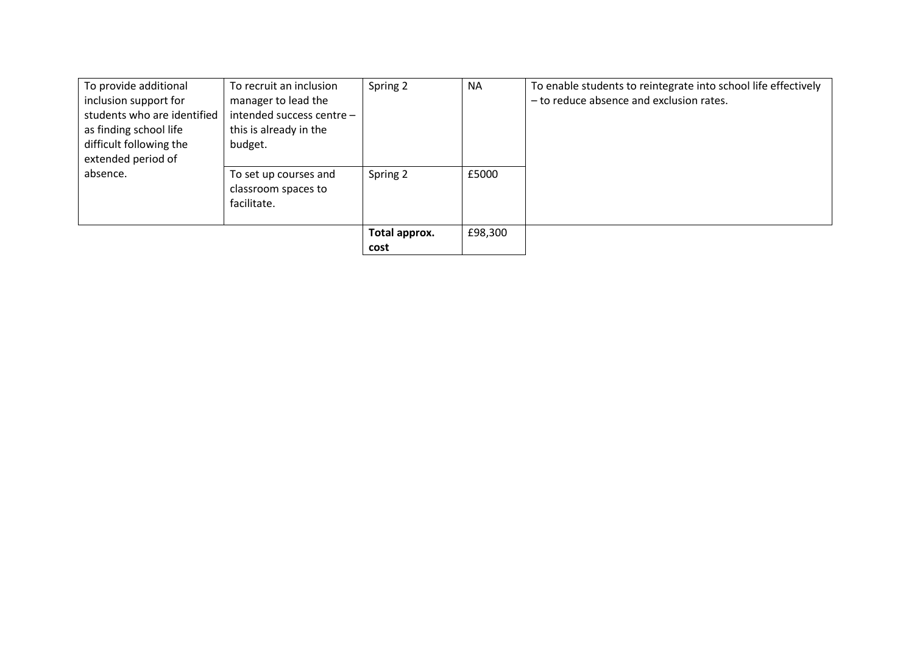| | | | | |
|---|---|---|---|---|
| To provide additional inclusion support for students who are identified as finding school life difficult following the extended period of absence. | To recruit an inclusion manager to lead the intended success centre – this is already in the budget. | Spring 2 | NA | To enable students to reintegrate into school life effectively – to reduce absence and exclusion rates. |
| | To set up courses and classroom spaces to facilitate. | Spring 2 | £5000 | |
| | | **Total approx. cost** | £98,300 | |